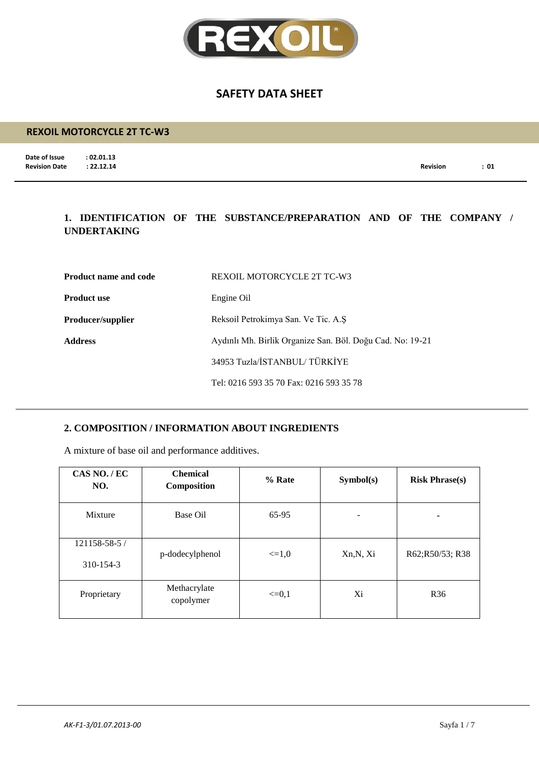# SAFETY DATA SHEET

## REXOIL MOTORCYCLE 2T TC-W3

**Date of Issue** : 02.01.13
**Revision Date** : 22.12.14
**Revision** : 01

## 1. IDENTIFICATION OF THE SUBSTANCE/PREPARATION AND OF THE COMPANY / UNDERTAKING

| | |
|---|---|
| **Product name and code** | REXOIL MOTORCYCLE 2T TC-W3 |
| **Product use** | Engine Oil |
| **Producer/supplier** | Reksoil Petrokimya San. Ve Tic. A.Ş |
| **Address** | Aydınlı Mh. Birlik Organize San. Böl. Doğu Cad. No: 19-21<br>34953 Tuzla/İSTANBUL/ TÜRKİYE<br>Tel: 0216 593 35 70 Fax: 0216 593 35 78 |

## 2. COMPOSITION / INFORMATION ABOUT INGREDIENTS

A mixture of base oil and performance additives.

| CAS NO. / EC NO. | Chemical Composition | % Rate | Symbol(s) | Risk Phrase(s) |
|---|---|---|---|---|
| Mixture | Base Oil | 65-95 | - | - |
| 121158-58-5 / 310-154-3 | p-dodecylphenol | <=1,0 | Xn,N, Xi | R62;R50/53; R38 |
| Proprietary | Methacrylate copolymer | <=0,1 | Xi | R36 |

AK-F1-3/01.07.2013-00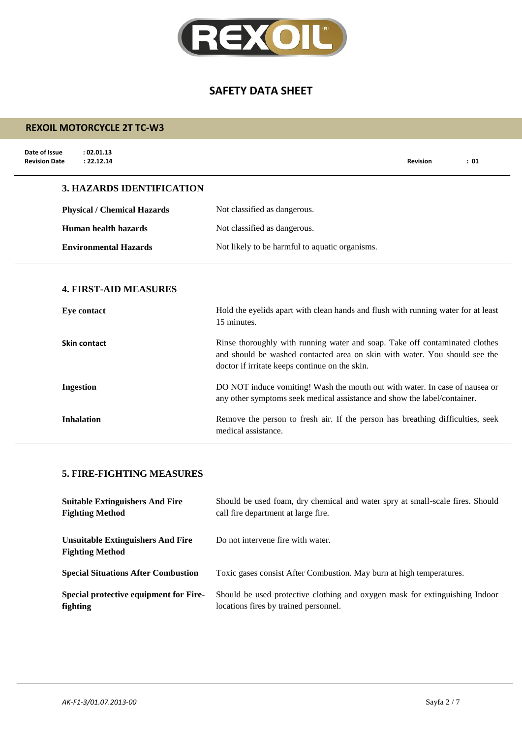## REXOIL MOTORCYCLE 2T TC-W3

**Date of Issue** : 02.01.13
**Revision Date** : 22.12.14
**Revision** : 01

### 3. HAZARDS IDENTIFICATION

| | |
|---|---|
| **Physical / Chemical Hazards** | Not classified as dangerous. |
| **Human health hazards** | Not classified as dangerous. |
| **Environmental Hazards** | Not likely to be harmful to aquatic organisms. |

### 4. FIRST-AID MEASURES

| | |
|---|---|
| **Eye contact** | Hold the eyelids apart with clean hands and flush with running water for at least 15 minutes. |
| **Skin contact** | Rinse thoroughly with running water and soap. Take off contaminated clothes and should be washed contacted area on skin with water. You should see the doctor if irritate keeps continue on the skin. |
| **Ingestion** | DO NOT induce vomiting! Wash the mouth out with water. In case of nausea or any other symptoms seek medical assistance and show the label/container. |
| **Inhalation** | Remove the person to fresh air. If the person has breathing difficulties, seek medical assistance. |

### 5. FIRE-FIGHTING MEASURES

| | |
|---|---|
| **Suitable Extinguishers And Fire Fighting Method** | Should be used foam, dry chemical and water spry at small-scale fires. Should call fire department at large fire. |
| **Unsuitable Extinguishers And Fire Fighting Method** | Do not intervene fire with water. |
| **Special Situations After Combustion** | Toxic gases consist After Combustion. May burn at high temperatures. |
| **Special protective equipment for Fire-fighting** | Should be used protective clothing and oxygen mask for extinguishing Indoor locations fires by trained personnel. |

*AK-F1-3/01.07.2013-00*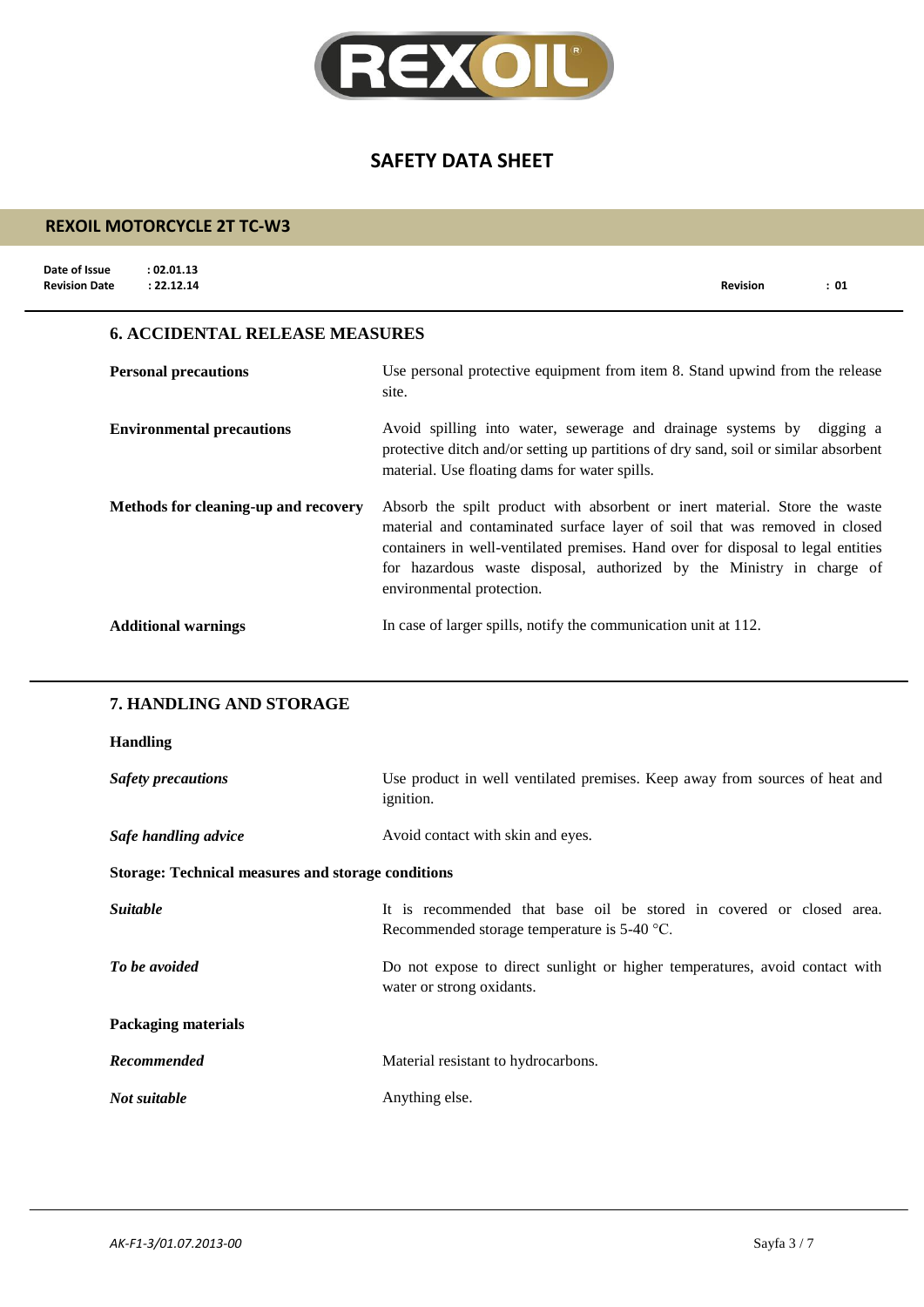## 6. ACCIDENTAL RELEASE MEASURES

| | |
|---|---|
| **Personal precautions** | Use personal protective equipment from item 8. Stand upwind from the release site. |
| **Environmental precautions** | Avoid spilling into water, sewerage and drainage systems by digging a protective ditch and/or setting up partitions of dry sand, soil or similar absorbent material. Use floating dams for water spills. |
| **Methods for cleaning-up and recovery** | Absorb the spilt product with absorbent or inert material. Store the waste material and contaminated surface layer of soil that was removed in closed containers in well-ventilated premises. Hand over for disposal to legal entities for hazardous waste disposal, authorized by the Ministry in charge of environmental protection. |
| **Additional warnings** | In case of larger spills, notify the communication unit at 112. |

## 7. HANDLING AND STORAGE

### Handling

| | |
|---|---|
| ***Safety precautions*** | Use product in well ventilated premises. Keep away from sources of heat and ignition. |
| ***Safe handling advice*** | Avoid contact with skin and eyes. |

### Storage: Technical measures and storage conditions

| | |
|---|---|
| ***Suitable*** | It is recommended that base oil be stored in covered or closed area. Recommended storage temperature is 5-40 °C. |
| ***To be avoided*** | Do not expose to direct sunlight or higher temperatures, avoid contact with water or strong oxidants. |

### Packaging materials

| | |
|---|---|
| ***Recommended*** | Material resistant to hydrocarbons. |
| ***Not suitable*** | Anything else. |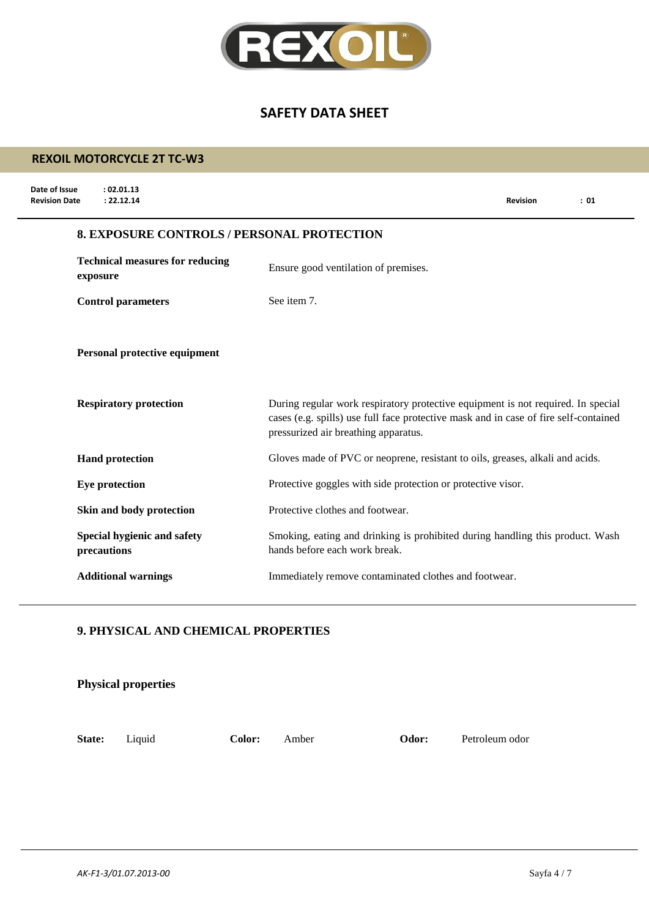# SAFETY DATA SHEET

## REXOIL MOTORCYCLE 2T TC-W3

**Date of Issue** : 02.01.13
**Revision Date** : 22.12.14
**Revision** : 01

### 8. EXPOSURE CONTROLS / PERSONAL PROTECTION

**Technical measures for reducing exposure**
Ensure good ventilation of premises.

**Control parameters**
See item 7.

**Personal protective equipment**

**Respiratory protection**
During regular work respiratory protective equipment is not required. In special cases (e.g. spills) use full face protective mask and in case of fire self-contained pressurized air breathing apparatus.

**Hand protection**
Gloves made of PVC or neoprene, resistant to oils, greases, alkali and acids.

**Eye protection**
Protective goggles with side protection or protective visor.

**Skin and body protection**
Protective clothes and footwear.

**Special hygienic and safety precautions**
Smoking, eating and drinking is prohibited during handling this product. Wash hands before each work break.

**Additional warnings**
Immediately remove contaminated clothes and footwear.

### 9. PHYSICAL AND CHEMICAL PROPERTIES

**Physical properties**

**State:** Liquid **Color:** Amber **Odor:** Petroleum odor

*AK-F1-3/01.07.2013-00*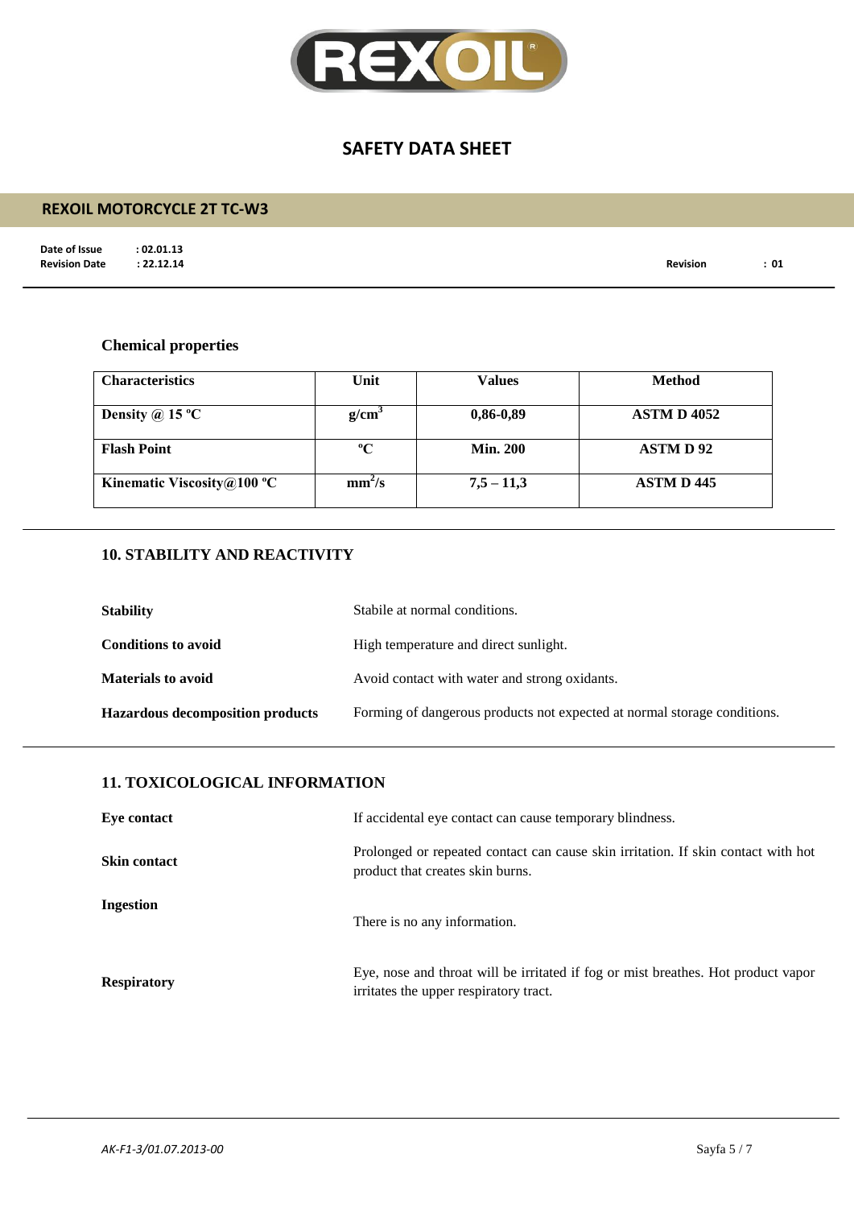### Chemical properties

| Characteristics | Unit | Values | Method |
|---|---|---|---|
| Density @ 15 ºC | $g/cm^3$ | 0,86-0,89 | ASTM D 4052 |
| Flash Point | ºC | Min. 200 | ASTM D 92 |
| Kinematic Viscosity@100 ºC | $mm^2/s$ | 7,5 – 11,3 | ASTM D 445 |

## 10. STABILITY AND REACTIVITY

**Stability** — Stabile at normal conditions.

**Conditions to avoid** — High temperature and direct sunlight.

**Materials to avoid** — Avoid contact with water and strong oxidants.

**Hazardous decomposition products** — Forming of dangerous products not expected at normal storage conditions.

## 11. TOXICOLOGICAL INFORMATION

**Eye contact** — If accidental eye contact can cause temporary blindness.

**Skin contact** — Prolonged or repeated contact can cause skin irritation. If skin contact with hot product that creates skin burns.

**Ingestion** — There is no any information.

**Respiratory** — Eye, nose and throat will be irritated if fog or mist breathes. Hot product vapor irritates the upper respiratory tract.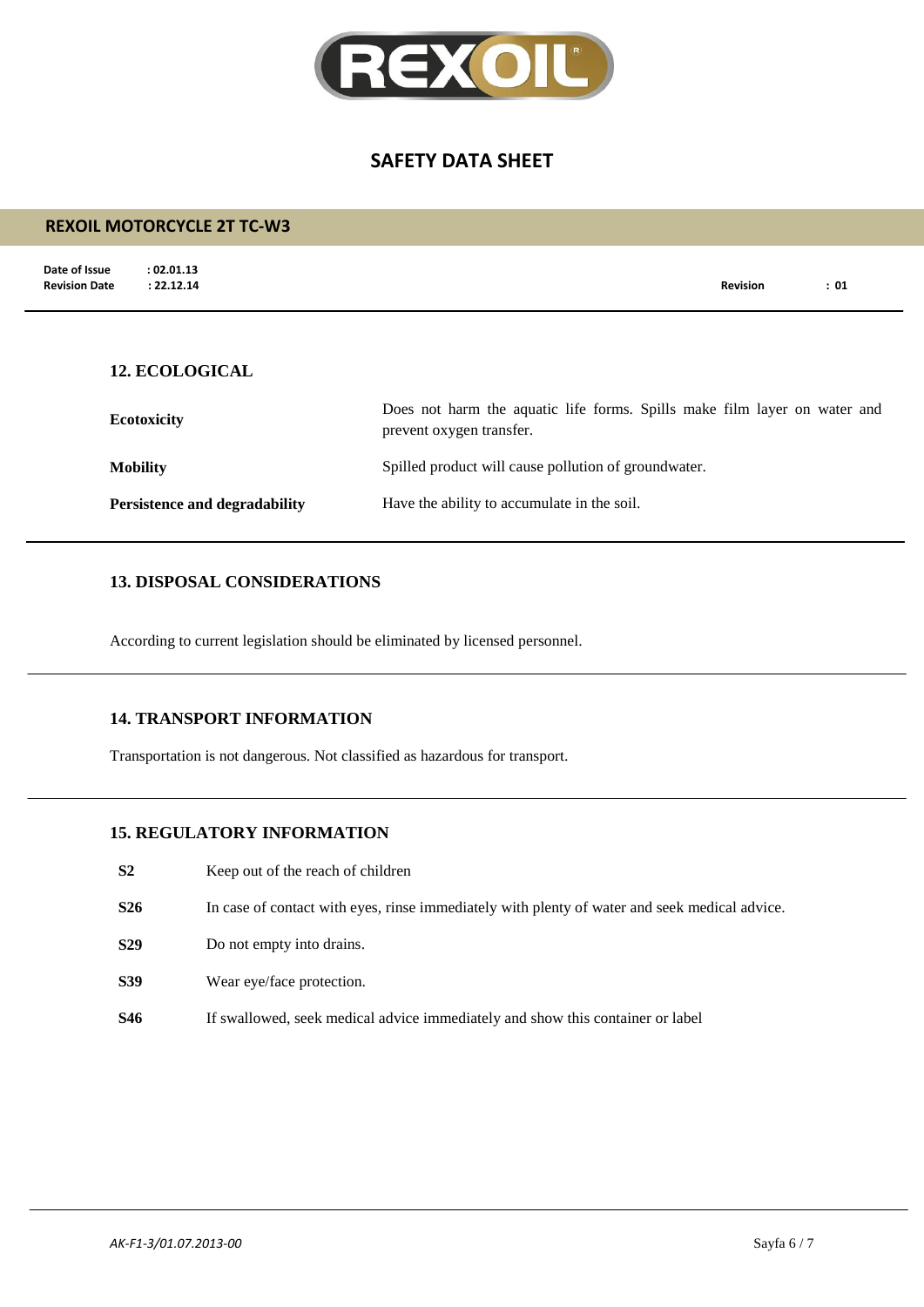## 12. ECOLOGICAL

| | |
|---|---|
| **Ecotoxicity** | Does not harm the aquatic life forms. Spills make film layer on water and prevent oxygen transfer. |
| **Mobility** | Spilled product will cause pollution of groundwater. |
| **Persistence and degradability** | Have the ability to accumulate in the soil. |

## 13. DISPOSAL CONSIDERATIONS

According to current legislation should be eliminated by licensed personnel.

## 14. TRANSPORT INFORMATION

Transportation is not dangerous. Not classified as hazardous for transport.

## 15. REGULATORY INFORMATION

| | |
|---|---|
| **S2** | Keep out of the reach of children |
| **S26** | In case of contact with eyes, rinse immediately with plenty of water and seek medical advice. |
| **S29** | Do not empty into drains. |
| **S39** | Wear eye/face protection. |
| **S46** | If swallowed, seek medical advice immediately and show this container or label |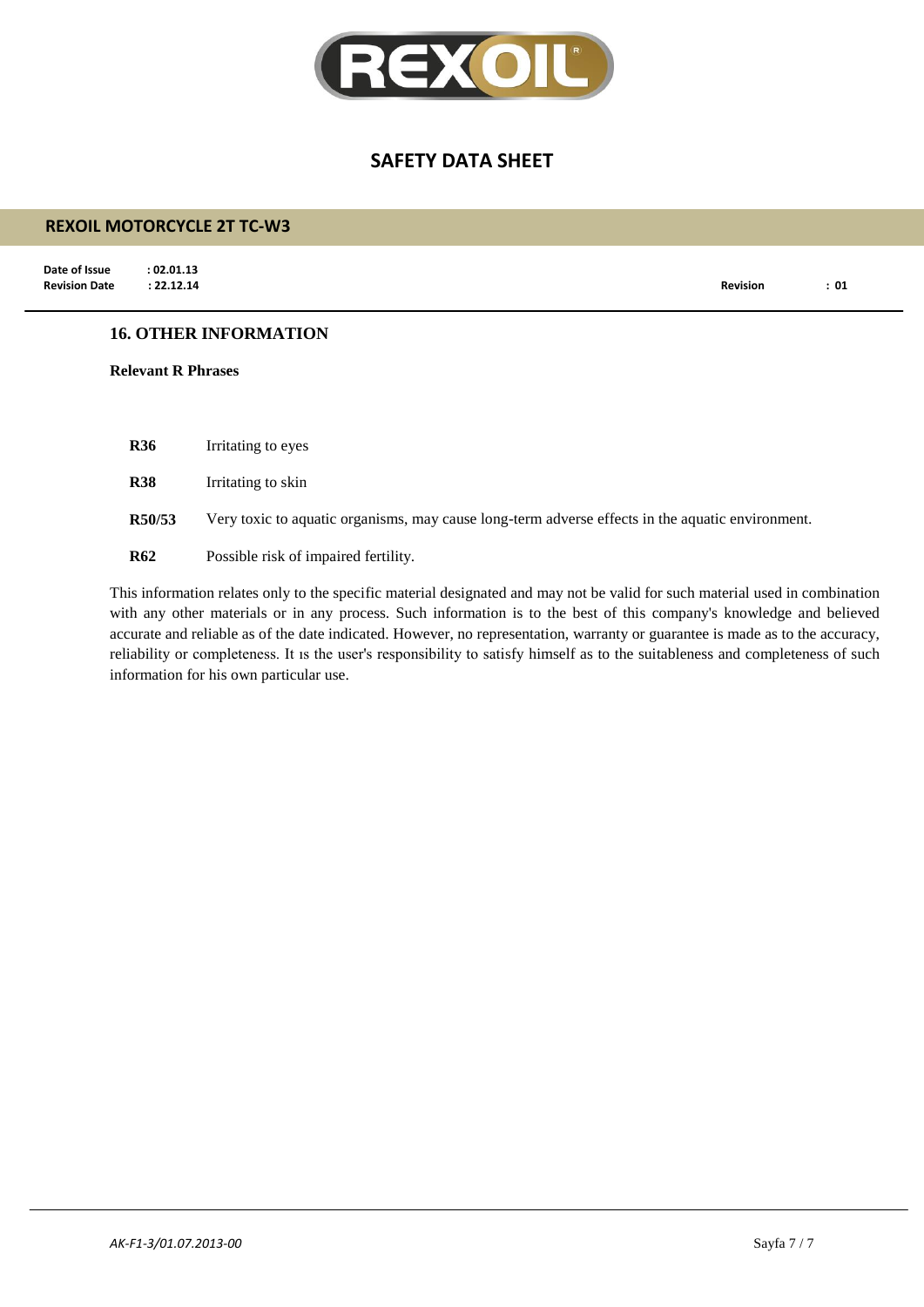## 16. OTHER INFORMATION

**Relevant R Phrases**

| | |
|---|---|
| **R36** | Irritating to eyes |
| **R38** | Irritating to skin |
| **R50/53** | Very toxic to aquatic organisms, may cause long-term adverse effects in the aquatic environment. |
| **R62** | Possible risk of impaired fertility. |

This information relates only to the specific material designated and may not be valid for such material used in combination with any other materials or in any process. Such information is to the best of this company's knowledge and believed accurate and reliable as of the date indicated. However, no representation, warranty or guarantee is made as to the accuracy, reliability or completeness. It ıs the user's responsibility to satisfy himself as to the suitableness and completeness of such information for his own particular use.